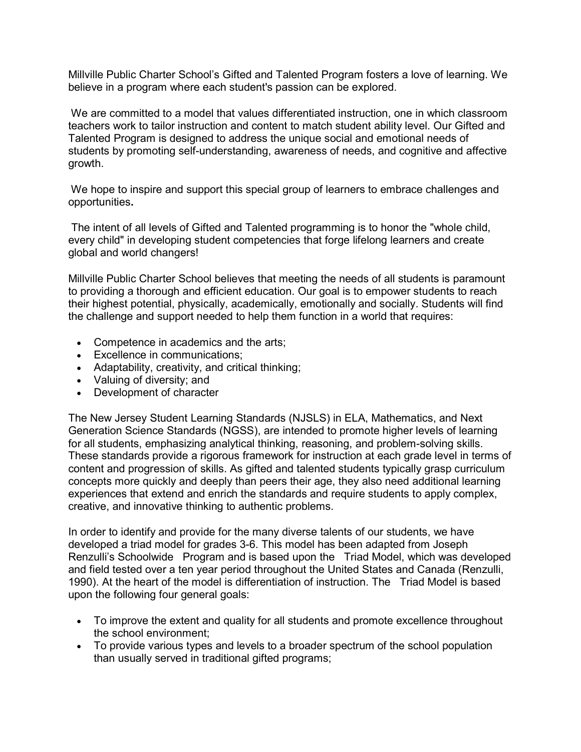Millville Public Charter School's Gifted and Talented Program fosters a love of learning. We believe in a program where each student's passion can be explored.

We are committed to a model that values differentiated instruction, one in which classroom teachers work to tailor instruction and content to match student ability level. Our Gifted and Talented Program is designed to address the unique social and emotional needs of students by promoting self-understanding, awareness of needs, and cognitive and affective growth.

We hope to inspire and support this special group of learners to embrace challenges and opportunities**.**

The intent of all levels of Gifted and Talented programming is to honor the "whole child, every child" in developing student competencies that forge lifelong learners and create global and world changers!

Millville Public Charter School believes that meeting the needs of all students is paramount to providing a thorough and efficient education. Our goal is to empower students to reach their highest potential, physically, academically, emotionally and socially. Students will find the challenge and support needed to help them function in a world that requires:

- Competence in academics and the arts;
- Excellence in communications;
- Adaptability, creativity, and critical thinking;
- Valuing of diversity; and
- Development of character

The New Jersey Student Learning Standards (NJSLS) in ELA, Mathematics, and Next Generation Science Standards (NGSS), are intended to promote higher levels of learning for all students, emphasizing analytical thinking, reasoning, and problem-solving skills. These standards provide a rigorous framework for instruction at each grade level in terms of content and progression of skills. As gifted and talented students typically grasp curriculum concepts more quickly and deeply than peers their age, they also need additional learning experiences that extend and enrich the standards and require students to apply complex, creative, and innovative thinking to authentic problems.

In order to identify and provide for the many diverse talents of our students, we have developed a triad model for grades 3-6. This model has been adapted from Joseph Renzulli's Schoolwide Program and is based upon the Triad Model, which was developed and field tested over a ten year period throughout the United States and Canada (Renzulli, 1990). At the heart of the model is differentiation of instruction. The Triad Model is based upon the following four general goals:

- To improve the extent and quality for all students and promote excellence throughout the school environment;
- To provide various types and levels to a broader spectrum of the school population than usually served in traditional gifted programs;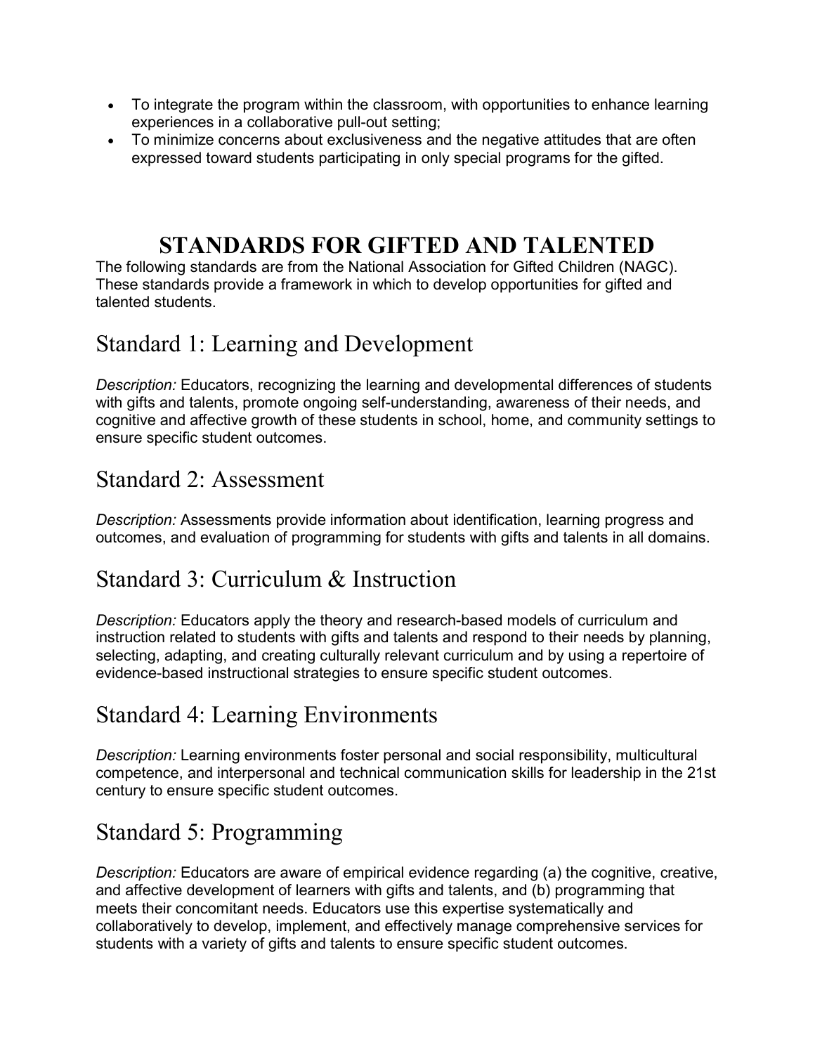- To integrate the program within the classroom, with opportunities to enhance learning experiences in a collaborative pull-out setting;
- To minimize concerns about exclusiveness and the negative attitudes that are often expressed toward students participating in only special programs for the gifted.

# STANDARDS FOR GIFTED AND TALENTED

The following standards are from the National Association for Gifted Children (NAGC). These standards provide a framework in which to develop opportunities for gifted and talented students.

## Standard 1: Learning and Development

*Description:* Educators, recognizing the learning and developmental differences of students with gifts and talents, promote ongoing self-understanding, awareness of their needs, and cognitive and affective growth of these students in school, home, and community settings to ensure specific student outcomes.

## Standard 2: Assessment

*Description:* Assessments provide information about identification, learning progress and outcomes, and evaluation of programming for students with gifts and talents in all domains.

## Standard 3: Curriculum & Instruction

*Description:* Educators apply the theory and research-based models of curriculum and instruction related to students with gifts and talents and respond to their needs by planning, selecting, adapting, and creating culturally relevant curriculum and by using a repertoire of evidence-based instructional strategies to ensure specific student outcomes.

## Standard 4: Learning Environments

*Description:* Learning environments foster personal and social responsibility, multicultural competence, and interpersonal and technical communication skills for leadership in the 21st century to ensure specific student outcomes.

## Standard 5: Programming

*Description:* Educators are aware of empirical evidence regarding (a) the cognitive, creative, and affective development of learners with gifts and talents, and (b) programming that meets their concomitant needs. Educators use this expertise systematically and collaboratively to develop, implement, and effectively manage comprehensive services for students with a variety of gifts and talents to ensure specific student outcomes.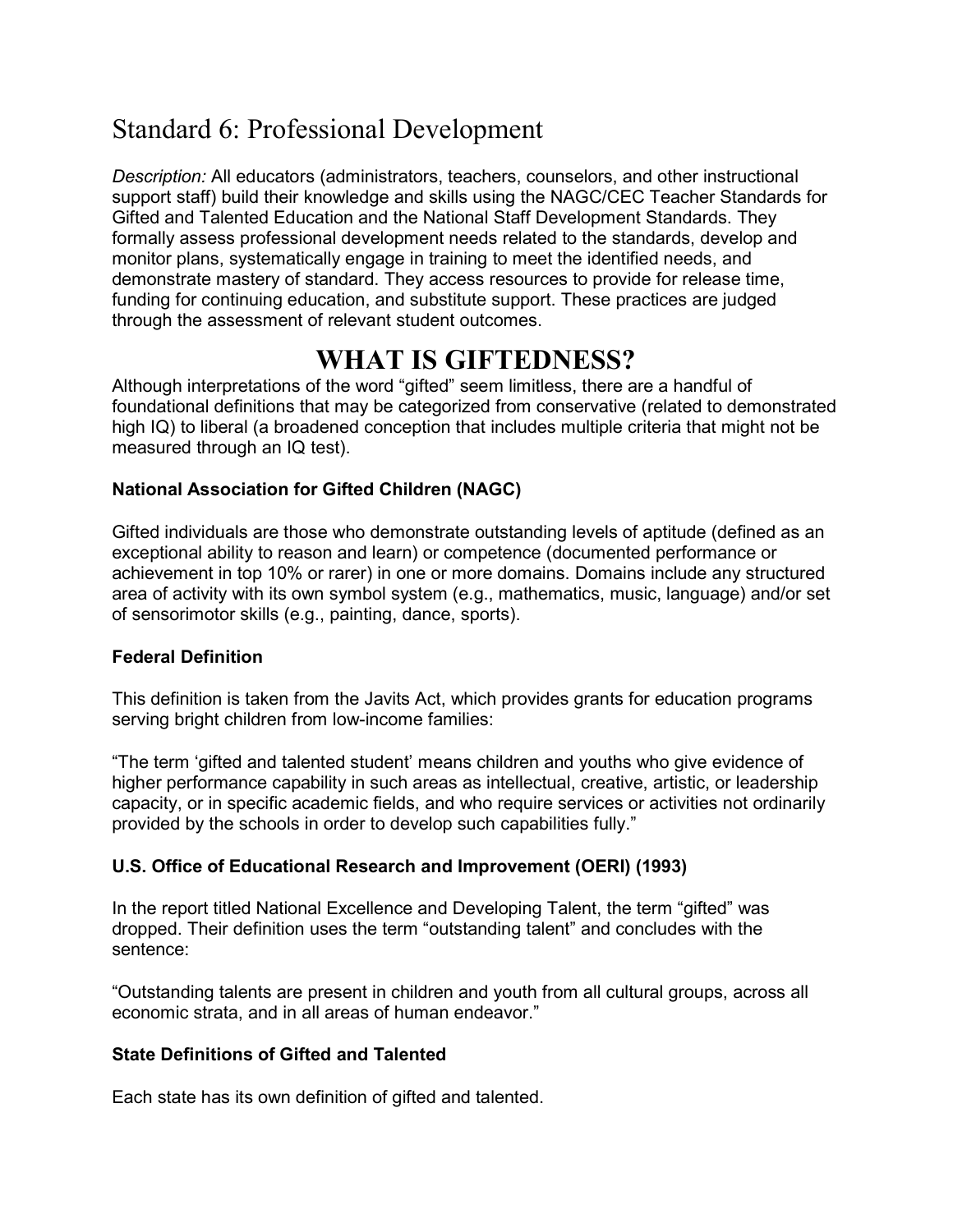# Standard 6: Professional Development

*Description:* All educators (administrators, teachers, counselors, and other instructional support staff) build their knowledge and skills using the NAGC/CEC Teacher Standards for Gifted and Talented Education and the National Staff Development Standards. They formally assess professional development needs related to the standards, develop and monitor plans, systematically engage in training to meet the identified needs, and demonstrate mastery of standard. They access resources to provide for release time, funding for continuing education, and substitute support. These practices are judged through the assessment of relevant student outcomes.

# WHAT IS GIFTEDNESS?

Although interpretations of the word "gifted" seem limitless, there are a handful of foundational definitions that may be categorized from conservative (related to demonstrated high IQ) to liberal (a broadened conception that includes multiple criteria that might not be measured through an IQ test).

**National Association for Gifted Children (NAGC)**

Gifted individuals are those who demonstrate outstanding levels of aptitude (defined as an exceptional ability to reason and learn) or competence (documented performance or achievement in top 10% or rarer) in one or more domains. Domains include any structured area of activity with its own symbol system (e.g., mathematics, music, language) and/or set of sensorimotor skills (e.g., painting, dance, sports).

**Federal Definition**

This definition is taken from the Javits Act, which provides grants for education programs serving bright children from low-income families:

"The term 'gifted and talented student' means children and youths who give evidence of higher performance capability in such areas as intellectual, creative, artistic, or leadership capacity, or in specific academic fields, and who require services or activities not ordinarily provided by the schools in order to develop such capabilities fully."

**U.S. Office of Educational Research and Improvement (OERI) (1993)**

In the report titled National Excellence and Developing Talent, the term "gifted" was dropped. Their definition uses the term "outstanding talent" and concludes with the sentence:

"Outstanding talents are present in children and youth from all cultural groups, across all economic strata, and in all areas of human endeavor."

**State Definitions of Gifted and Talented**

Each state has its own definition of gifted and talented.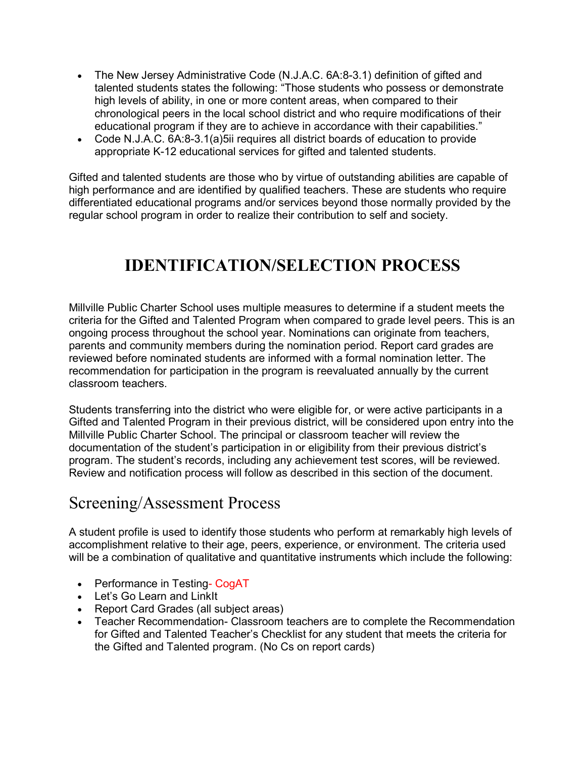- The New Jersey Administrative Code (N.J.A.C. 6A:8-3.1) definition of gifted and talented students states the following: "Those students who possess or demonstrate high levels of ability, in one or more content areas, when compared to their chronological peers in the local school district and who require modifications of their educational program if they are to achieve in accordance with their capabilities."
- Code N.J.A.C. 6A:8-3.1(a)5ii requires all district boards of education to provide appropriate K-12 educational services for gifted and talented students.

Gifted and talented students are those who by virtue of outstanding abilities are capable of high performance and are identified by qualified teachers. These are students who require differentiated educational programs and/or services beyond those normally provided by the regular school program in order to realize their contribution to self and society.

# IDENTIFICATION/SELECTION PROCESS

Millville Public Charter School uses multiple measures to determine if a student meets the criteria for the Gifted and Talented Program when compared to grade level peers. This is an ongoing process throughout the school year. Nominations can originate from teachers, parents and community members during the nomination period. Report card grades are reviewed before nominated students are informed with a formal nomination letter. The recommendation for participation in the program is reevaluated annually by the current classroom teachers.

Students transferring into the district who were eligible for, or were active participants in a Gifted and Talented Program in their previous district, will be considered upon entry into the Millville Public Charter School. The principal or classroom teacher will review the documentation of the student's participation in or eligibility from their previous district's program. The student's records, including any achievement test scores, will be reviewed. Review and notification process will follow as described in this section of the document.

## Screening/Assessment Process

A student profile is used to identify those students who perform at remarkably high levels of accomplishment relative to their age, peers, experience, or environment. The criteria used will be a combination of qualitative and quantitative instruments which include the following:

- Performance in Testing- CogAT
- Let's Go Learn and LinkIt
- Report Card Grades (all subject areas)
- Teacher Recommendation- Classroom teachers are to complete the Recommendation for Gifted and Talented Teacher's Checklist for any student that meets the criteria for the Gifted and Talented program. (No Cs on report cards)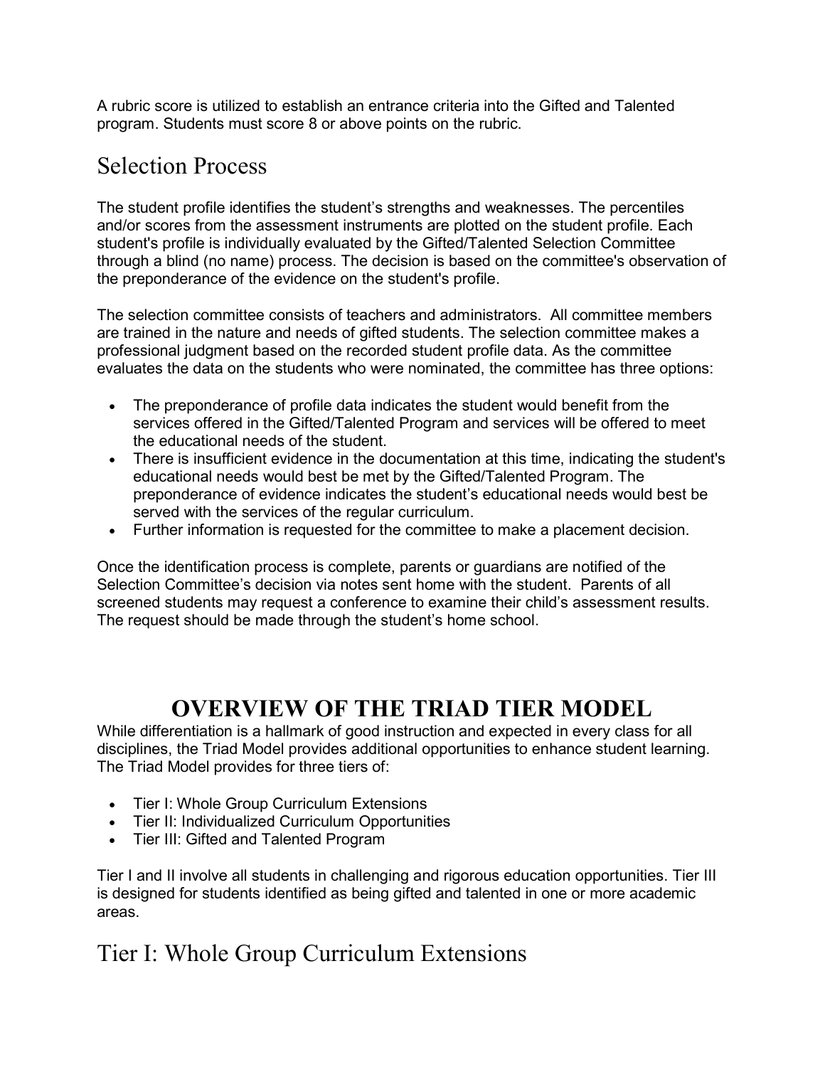A rubric score is utilized to establish an entrance criteria into the Gifted and Talented program. Students must score 8 or above points on the rubric.

## Selection Process

The student profile identifies the student's strengths and weaknesses. The percentiles and/or scores from the assessment instruments are plotted on the student profile. Each student's profile is individually evaluated by the Gifted/Talented Selection Committee through a blind (no name) process. The decision is based on the committee's observation of the preponderance of the evidence on the student's profile.

The selection committee consists of teachers and administrators. All committee members are trained in the nature and needs of gifted students. The selection committee makes a professional judgment based on the recorded student profile data. As the committee evaluates the data on the students who were nominated, the committee has three options:

- The preponderance of profile data indicates the student would benefit from the services offered in the Gifted/Talented Program and services will be offered to meet the educational needs of the student.
- There is insufficient evidence in the documentation at this time, indicating the student's educational needs would best be met by the Gifted/Talented Program. The preponderance of evidence indicates the student's educational needs would best be served with the services of the regular curriculum.
- Further information is requested for the committee to make a placement decision.

Once the identification process is complete, parents or guardians are notified of the Selection Committee's decision via notes sent home with the student. Parents of all screened students may request a conference to examine their child's assessment results. The request should be made through the student's home school.

# OVERVIEW OF THE TRIAD TIER MODEL

While differentiation is a hallmark of good instruction and expected in every class for all disciplines, the Triad Model provides additional opportunities to enhance student learning. The Triad Model provides for three tiers of:

- Tier I: Whole Group Curriculum Extensions
- Tier II: Individualized Curriculum Opportunities
- Tier III: Gifted and Talented Program

Tier I and II involve all students in challenging and rigorous education opportunities. Tier III is designed for students identified as being gifted and talented in one or more academic areas.

## Tier I: Whole Group Curriculum Extensions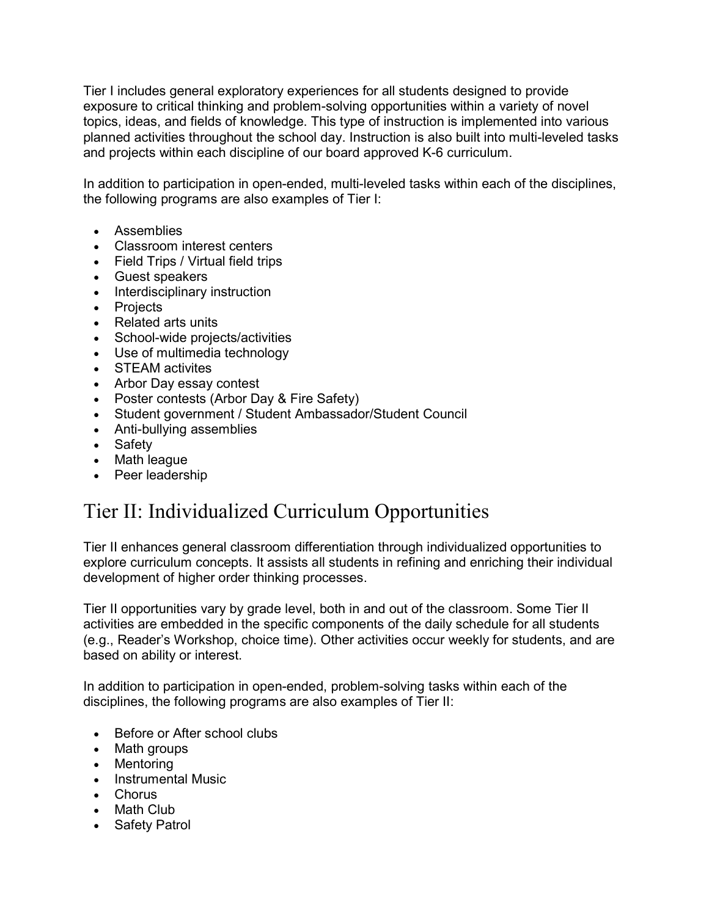Tier I includes general exploratory experiences for all students designed to provide exposure to critical thinking and problem-solving opportunities within a variety of novel topics, ideas, and fields of knowledge. This type of instruction is implemented into various planned activities throughout the school day. Instruction is also built into multi-leveled tasks and projects within each discipline of our board approved K-6 curriculum.

In addition to participation in open-ended, multi-leveled tasks within each of the disciplines, the following programs are also examples of Tier I:

- Assemblies
- Classroom interest centers
- Field Trips / Virtual field trips
- Guest speakers
- Interdisciplinary instruction
- Projects
- Related arts units
- School-wide projects/activities
- Use of multimedia technology
- STEAM activites
- Arbor Day essay contest
- Poster contests (Arbor Day & Fire Safety)
- Student government / Student Ambassador/Student Council
- Anti-bullying assemblies
- Safety
- Math league
- Peer leadership

## Tier II: Individualized Curriculum Opportunities

Tier II enhances general classroom differentiation through individualized opportunities to explore curriculum concepts. It assists all students in refining and enriching their individual development of higher order thinking processes.

Tier II opportunities vary by grade level, both in and out of the classroom. Some Tier II activities are embedded in the specific components of the daily schedule for all students (e.g., Reader's Workshop, choice time). Other activities occur weekly for students, and are based on ability or interest.

In addition to participation in open-ended, problem-solving tasks within each of the disciplines, the following programs are also examples of Tier II:

- Before or After school clubs
- Math groups
- Mentoring
- Instrumental Music
- Chorus
- Math Club
- Safety Patrol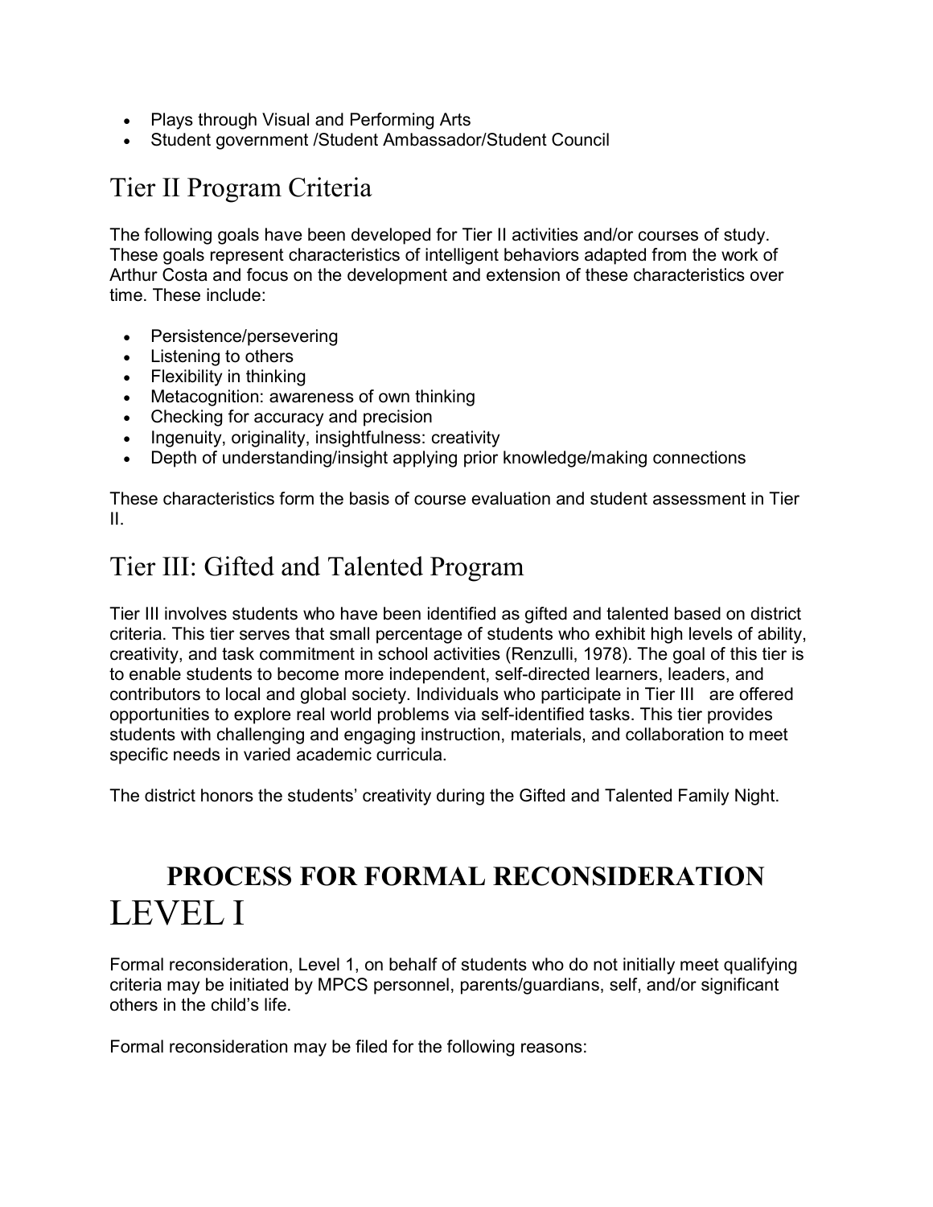- Plays through Visual and Performing Arts
- Student government /Student Ambassador/Student Council

## Tier II Program Criteria

The following goals have been developed for Tier II activities and/or courses of study. These goals represent characteristics of intelligent behaviors adapted from the work of Arthur Costa and focus on the development and extension of these characteristics over time. These include:

- Persistence/persevering
- Listening to others
- Flexibility in thinking
- Metacognition: awareness of own thinking
- Checking for accuracy and precision
- Ingenuity, originality, insightfulness: creativity
- Depth of understanding/insight applying prior knowledge/making connections

These characteristics form the basis of course evaluation and student assessment in Tier II.

## Tier III: Gifted and Talented Program

Tier III involves students who have been identified as gifted and talented based on district criteria. This tier serves that small percentage of students who exhibit high levels of ability, creativity, and task commitment in school activities (Renzulli, 1978). The goal of this tier is to enable students to become more independent, self-directed learners, leaders, and contributors to local and global society. Individuals who participate in Tier III are offered opportunities to explore real world problems via self-identified tasks. This tier provides students with challenging and engaging instruction, materials, and collaboration to meet specific needs in varied academic curricula.

The district honors the students' creativity during the Gifted and Talented Family Night.

# PROCESS FOR FORMAL RECONSIDERATION

# LEVEL I

Formal reconsideration, Level 1, on behalf of students who do not initially meet qualifying criteria may be initiated by MPCS personnel, parents/guardians, self, and/or significant others in the child's life.

Formal reconsideration may be filed for the following reasons: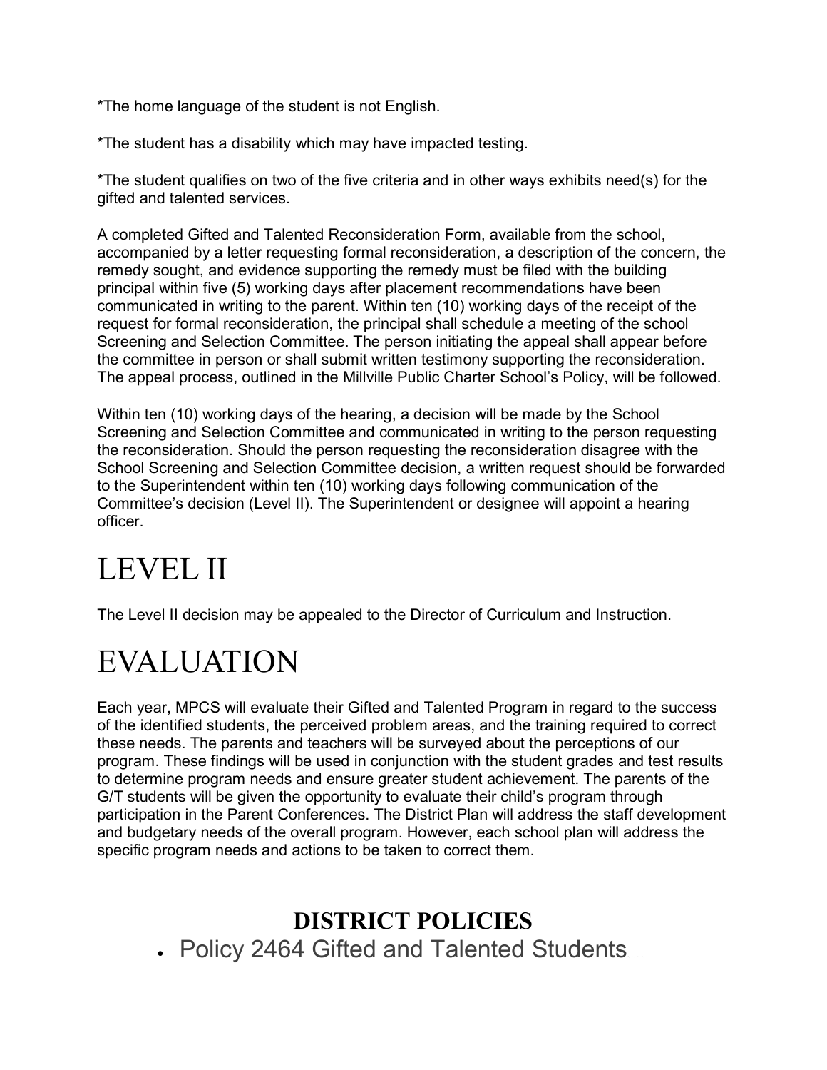*The home language of the student is not English.

*The student has a disability which may have impacted testing.

*The student qualifies on two of the five criteria and in other ways exhibits need(s) for the gifted and talented services.

A completed Gifted and Talented Reconsideration Form, available from the school, accompanied by a letter requesting formal reconsideration, a description of the concern, the remedy sought, and evidence supporting the remedy must be filed with the building principal within five (5) working days after placement recommendations have been communicated in writing to the parent. Within ten (10) working days of the receipt of the request for formal reconsideration, the principal shall schedule a meeting of the school Screening and Selection Committee. The person initiating the appeal shall appear before the committee in person or shall submit written testimony supporting the reconsideration. The appeal process, outlined in the Millville Public Charter School's Policy, will be followed.

Within ten (10) working days of the hearing, a decision will be made by the School Screening and Selection Committee and communicated in writing to the person requesting the reconsideration. Should the person requesting the reconsideration disagree with the School Screening and Selection Committee decision, a written request should be forwarded to the Superintendent within ten (10) working days following communication of the Committee's decision (Level II). The Superintendent or designee will appoint a hearing officer.

# LEVEL II

The Level II decision may be appealed to the Director of Curriculum and Instruction.

# EVALUATION

Each year, MPCS will evaluate their Gifted and Talented Program in regard to the success of the identified students, the perceived problem areas, and the training required to correct these needs. The parents and teachers will be surveyed about the perceptions of our program. These findings will be used in conjunction with the student grades and test results to determine program needs and ensure greater student achievement. The parents of the G/T students will be given the opportunity to evaluate their child's program through participation in the Parent Conferences. The District Plan will address the staff development and budgetary needs of the overall program. However, each school plan will address the specific program needs and actions to be taken to correct them.

## DISTRICT POLICIES

- Policy 2464 Gifted and Talented Students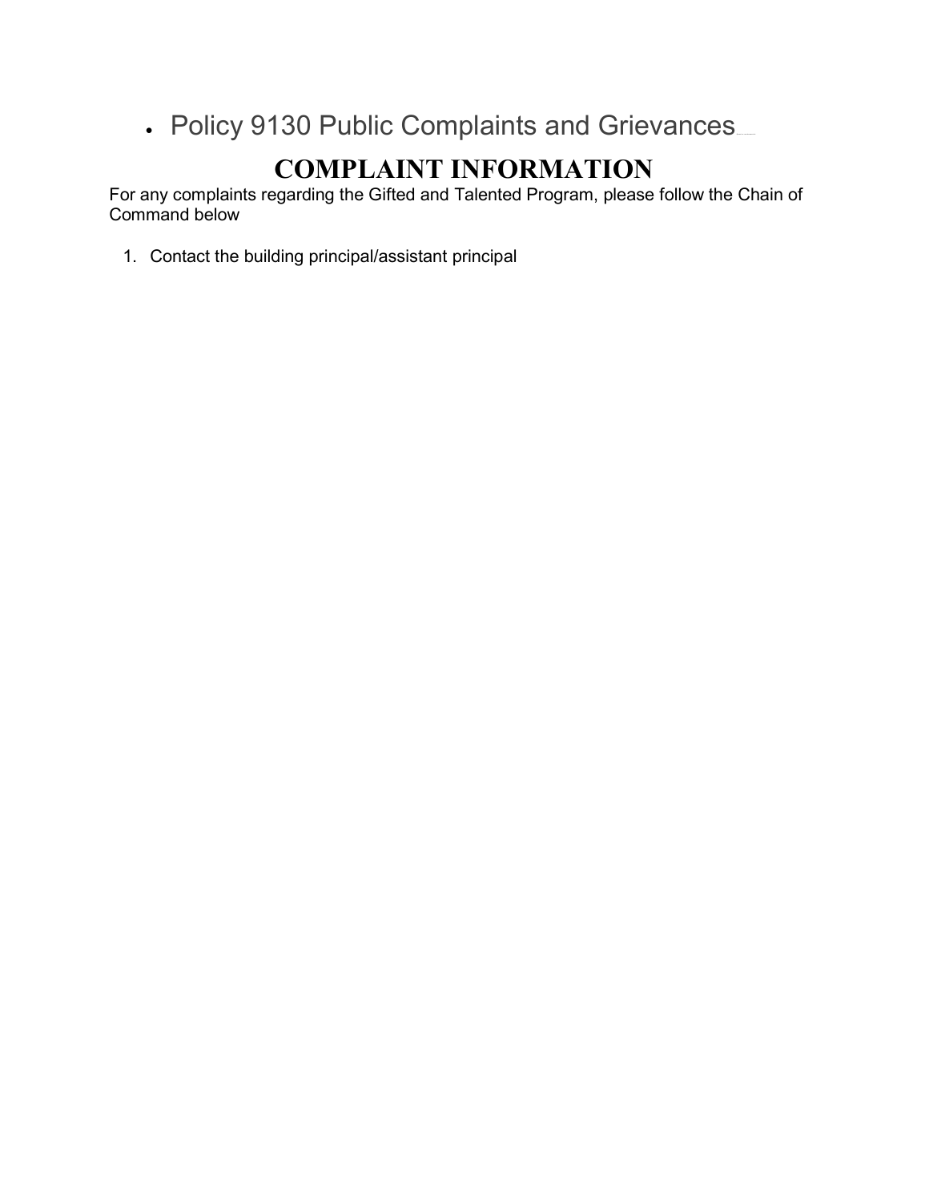- Policy 9130 Public Complaints and Grievances

# COMPLAINT INFORMATION

For any complaints regarding the Gifted and Talented Program, please follow the Chain of Command below

1. Contact the building principal/assistant principal